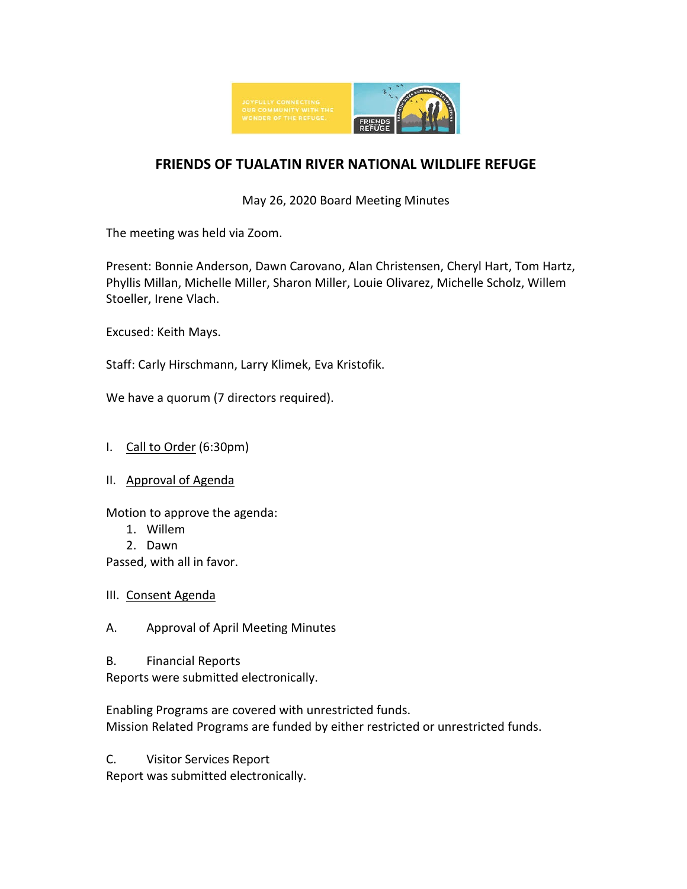# FRIENDS OF TUALATIN RIVER NATIONAL WILDLIFE REFUGE

May 26, 2020 Board Meeting Minutes

The meeting was held via Zoom.

Present: Bonnie Anderson, Dawn Carovano, Alan Christensen, Cheryl Hart, Tom Hartz, Phyllis Millan, Michelle Miller, Sharon Miller, Louie Olivarez, Michelle Scholz, Willem Stoeller, Irene Vlach.

Excused: Keith Mays.

Staff: Carly Hirschmann, Larry Klimek, Eva Kristofik.

We have a quorum (7 directors required).

I. Call to Order (6:30pm)

II. Approval of Agenda

Motion to approve the agenda:

1. Willem
2. Dawn

Passed, with all in favor.

III. Consent Agenda

A. Approval of April Meeting Minutes

B. Financial Reports

Reports were submitted electronically.

Enabling Programs are covered with unrestricted funds.
Mission Related Programs are funded by either restricted or unrestricted funds.

C. Visitor Services Report

Report was submitted electronically.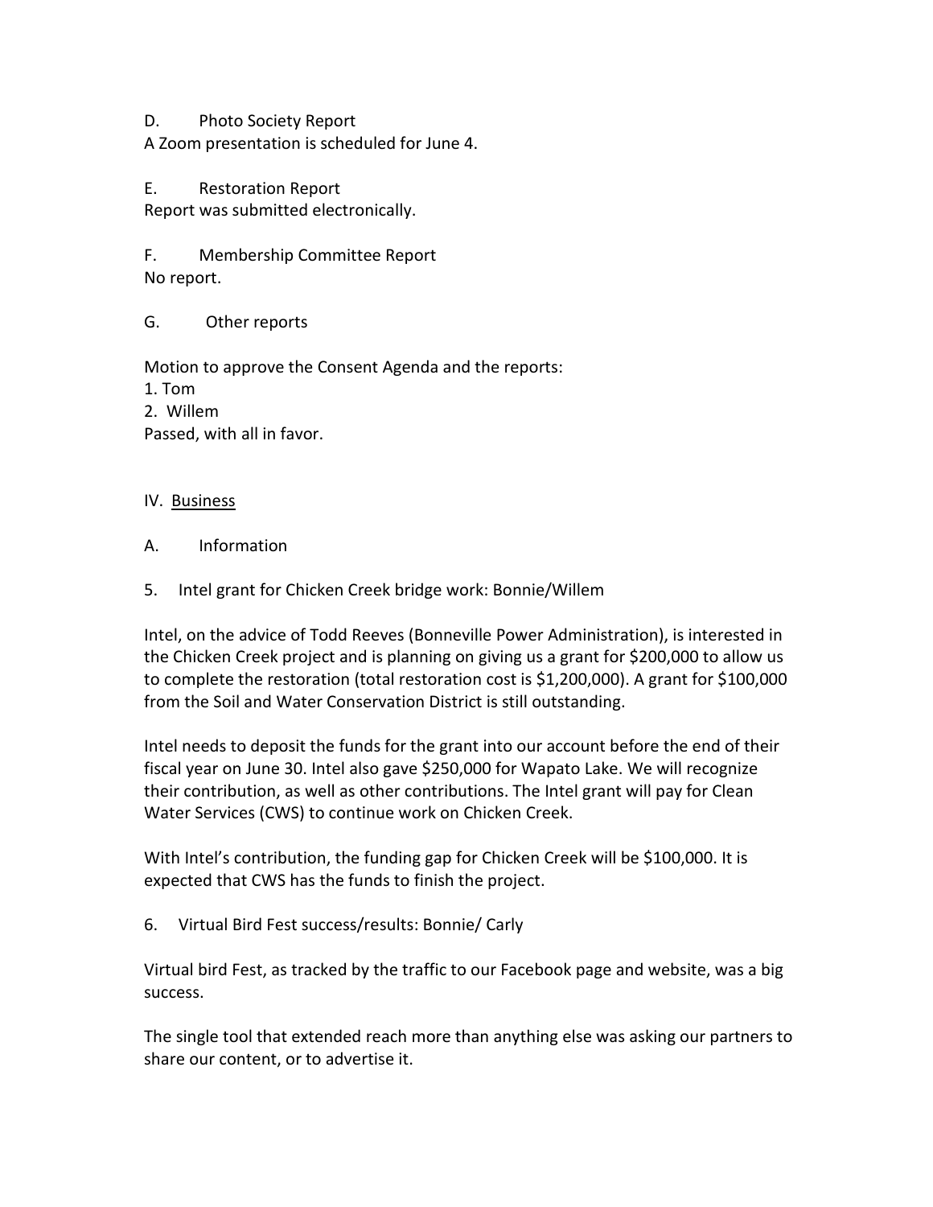D. Photo Society Report

A Zoom presentation is scheduled for June 4.

E. Restoration Report

Report was submitted electronically.

F. Membership Committee Report

No report.

G. Other reports

Motion to approve the Consent Agenda and the reports:

1. Tom
2. Willem

Passed, with all in favor.

## IV. Business

### A. Information

5. Intel grant for Chicken Creek bridge work: Bonnie/Willem

Intel, on the advice of Todd Reeves (Bonneville Power Administration), is interested in the Chicken Creek project and is planning on giving us a grant for $200,000 to allow us to complete the restoration (total restoration cost is $1,200,000). A grant for $100,000 from the Soil and Water Conservation District is still outstanding.

Intel needs to deposit the funds for the grant into our account before the end of their fiscal year on June 30. Intel also gave $250,000 for Wapato Lake. We will recognize their contribution, as well as other contributions. The Intel grant will pay for Clean Water Services (CWS) to continue work on Chicken Creek.

With Intel's contribution, the funding gap for Chicken Creek will be $100,000. It is expected that CWS has the funds to finish the project.

6. Virtual Bird Fest success/results: Bonnie/ Carly

Virtual bird Fest, as tracked by the traffic to our Facebook page and website, was a big success.

The single tool that extended reach more than anything else was asking our partners to share our content, or to advertise it.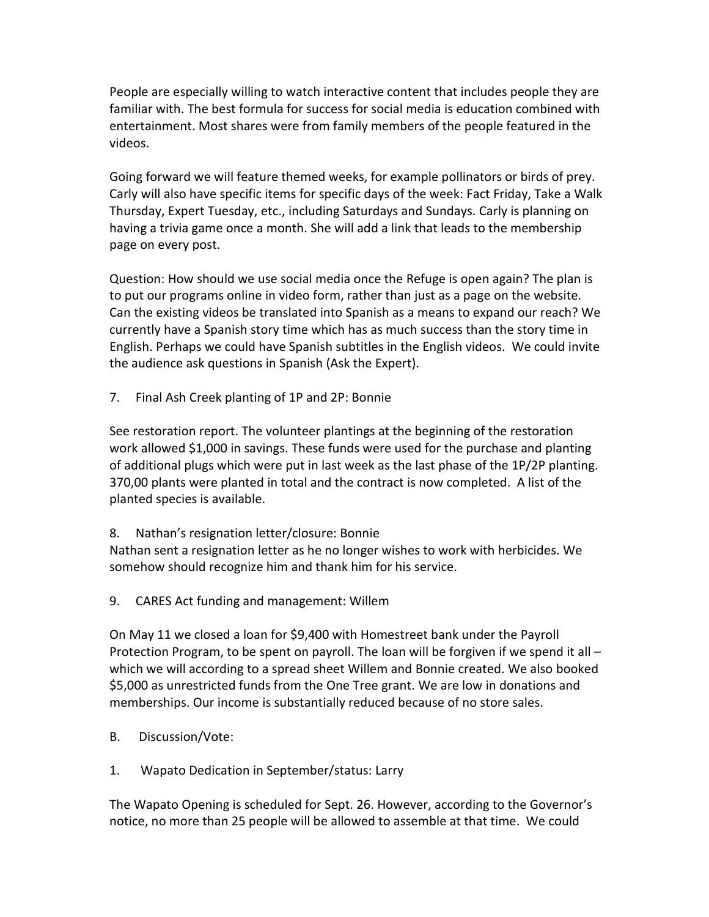People are especially willing to watch interactive content that includes people they are familiar with. The best formula for success for social media is education combined with entertainment. Most shares were from family members of the people featured in the videos.

Going forward we will feature themed weeks, for example pollinators or birds of prey. Carly will also have specific items for specific days of the week: Fact Friday, Take a Walk Thursday, Expert Tuesday, etc., including Saturdays and Sundays. Carly is planning on having a trivia game once a month. She will add a link that leads to the membership page on every post.

Question: How should we use social media once the Refuge is open again? The plan is to put our programs online in video form, rather than just as a page on the website. Can the existing videos be translated into Spanish as a means to expand our reach? We currently have a Spanish story time which has as much success than the story time in English. Perhaps we could have Spanish subtitles in the English videos. We could invite the audience ask questions in Spanish (Ask the Expert).

7. Final Ash Creek planting of 1P and 2P: Bonnie

See restoration report. The volunteer plantings at the beginning of the restoration work allowed $1,000 in savings. These funds were used for the purchase and planting of additional plugs which were put in last week as the last phase of the 1P/2P planting. 370,00 plants were planted in total and the contract is now completed. A list of the planted species is available.

8. Nathan's resignation letter/closure: Bonnie

Nathan sent a resignation letter as he no longer wishes to work with herbicides. We somehow should recognize him and thank him for his service.

9. CARES Act funding and management: Willem

On May 11 we closed a loan for $9,400 with Homestreet bank under the Payroll Protection Program, to be spent on payroll. The loan will be forgiven if we spend it all – which we will according to a spread sheet Willem and Bonnie created. We also booked $5,000 as unrestricted funds from the One Tree grant. We are low in donations and memberships. Our income is substantially reduced because of no store sales.

B. Discussion/Vote:

1. Wapato Dedication in September/status: Larry

The Wapato Opening is scheduled for Sept. 26. However, according to the Governor's notice, no more than 25 people will be allowed to assemble at that time. We could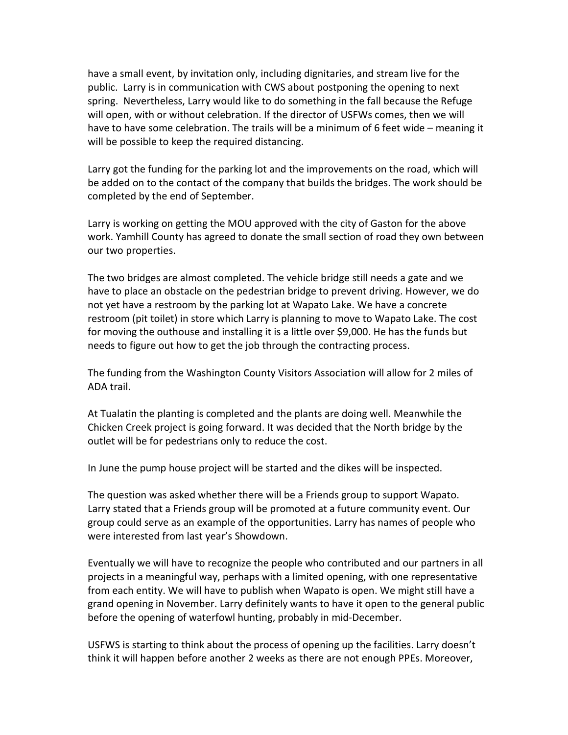have a small event, by invitation only, including dignitaries, and stream live for the public. Larry is in communication with CWS about postponing the opening to next spring. Nevertheless, Larry would like to do something in the fall because the Refuge will open, with or without celebration. If the director of USFWs comes, then we will have to have some celebration. The trails will be a minimum of 6 feet wide – meaning it will be possible to keep the required distancing.

Larry got the funding for the parking lot and the improvements on the road, which will be added on to the contact of the company that builds the bridges. The work should be completed by the end of September.

Larry is working on getting the MOU approved with the city of Gaston for the above work. Yamhill County has agreed to donate the small section of road they own between our two properties.

The two bridges are almost completed. The vehicle bridge still needs a gate and we have to place an obstacle on the pedestrian bridge to prevent driving. However, we do not yet have a restroom by the parking lot at Wapato Lake. We have a concrete restroom (pit toilet) in store which Larry is planning to move to Wapato Lake. The cost for moving the outhouse and installing it is a little over $9,000. He has the funds but needs to figure out how to get the job through the contracting process.

The funding from the Washington County Visitors Association will allow for 2 miles of ADA trail.

At Tualatin the planting is completed and the plants are doing well. Meanwhile the Chicken Creek project is going forward. It was decided that the North bridge by the outlet will be for pedestrians only to reduce the cost.

In June the pump house project will be started and the dikes will be inspected.

The question was asked whether there will be a Friends group to support Wapato. Larry stated that a Friends group will be promoted at a future community event. Our group could serve as an example of the opportunities. Larry has names of people who were interested from last year's Showdown.

Eventually we will have to recognize the people who contributed and our partners in all projects in a meaningful way, perhaps with a limited opening, with one representative from each entity. We will have to publish when Wapato is open. We might still have a grand opening in November. Larry definitely wants to have it open to the general public before the opening of waterfowl hunting, probably in mid-December.

USFWS is starting to think about the process of opening up the facilities. Larry doesn't think it will happen before another 2 weeks as there are not enough PPEs. Moreover,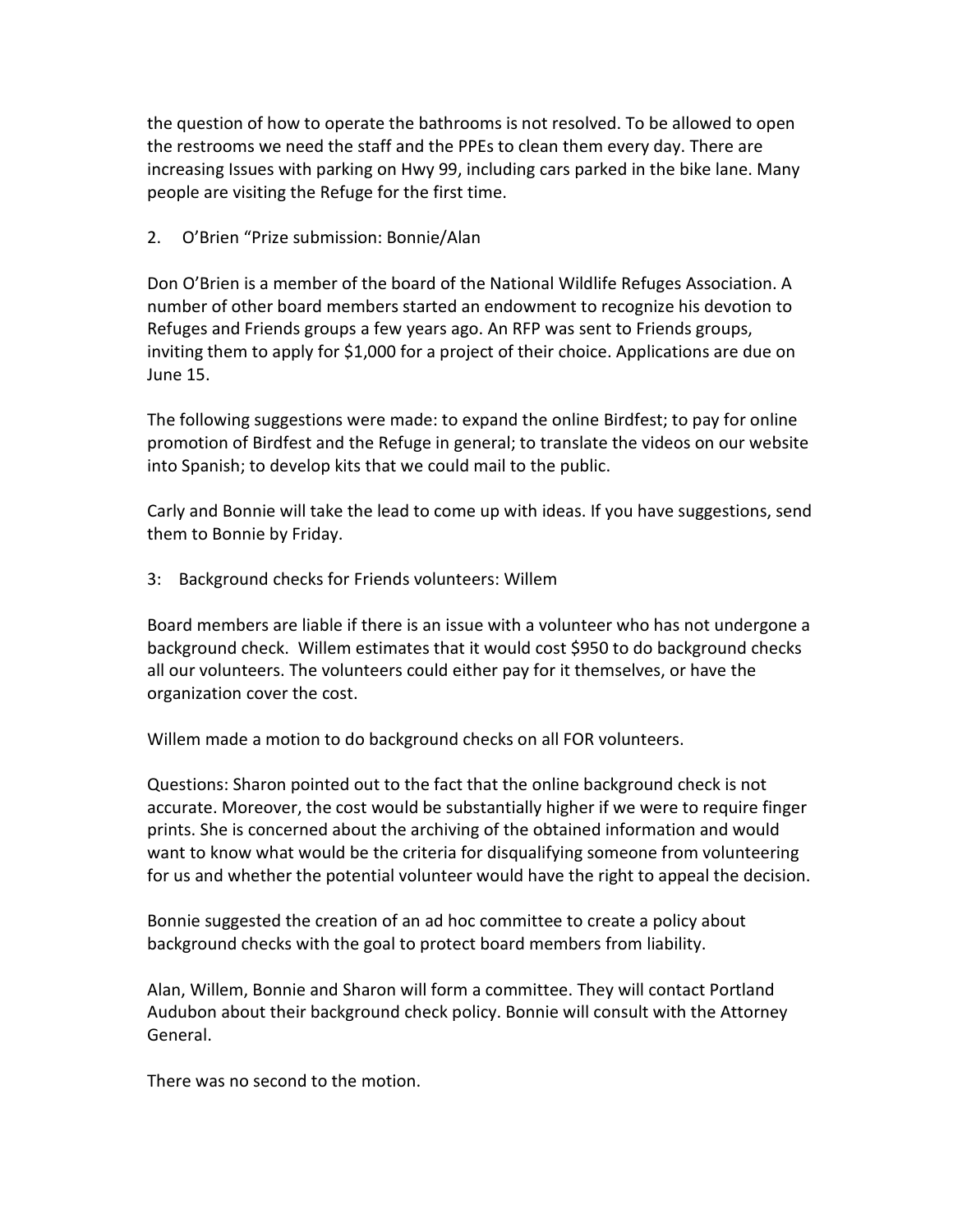the question of how to operate the bathrooms is not resolved. To be allowed to open the restrooms we need the staff and the PPEs to clean them every day. There are increasing Issues with parking on Hwy 99, including cars parked in the bike lane. Many people are visiting the Refuge for the first time.

2. O'Brien "Prize submission: Bonnie/Alan

Don O'Brien is a member of the board of the National Wildlife Refuges Association. A number of other board members started an endowment to recognize his devotion to Refuges and Friends groups a few years ago. An RFP was sent to Friends groups, inviting them to apply for $1,000 for a project of their choice. Applications are due on June 15.

The following suggestions were made: to expand the online Birdfest; to pay for online promotion of Birdfest and the Refuge in general; to translate the videos on our website into Spanish; to develop kits that we could mail to the public.

Carly and Bonnie will take the lead to come up with ideas. If you have suggestions, send them to Bonnie by Friday.

3: Background checks for Friends volunteers: Willem

Board members are liable if there is an issue with a volunteer who has not undergone a background check. Willem estimates that it would cost $950 to do background checks all our volunteers. The volunteers could either pay for it themselves, or have the organization cover the cost.

Willem made a motion to do background checks on all FOR volunteers.

Questions: Sharon pointed out to the fact that the online background check is not accurate. Moreover, the cost would be substantially higher if we were to require finger prints. She is concerned about the archiving of the obtained information and would want to know what would be the criteria for disqualifying someone from volunteering for us and whether the potential volunteer would have the right to appeal the decision.

Bonnie suggested the creation of an ad hoc committee to create a policy about background checks with the goal to protect board members from liability.

Alan, Willem, Bonnie and Sharon will form a committee. They will contact Portland Audubon about their background check policy. Bonnie will consult with the Attorney General.

There was no second to the motion.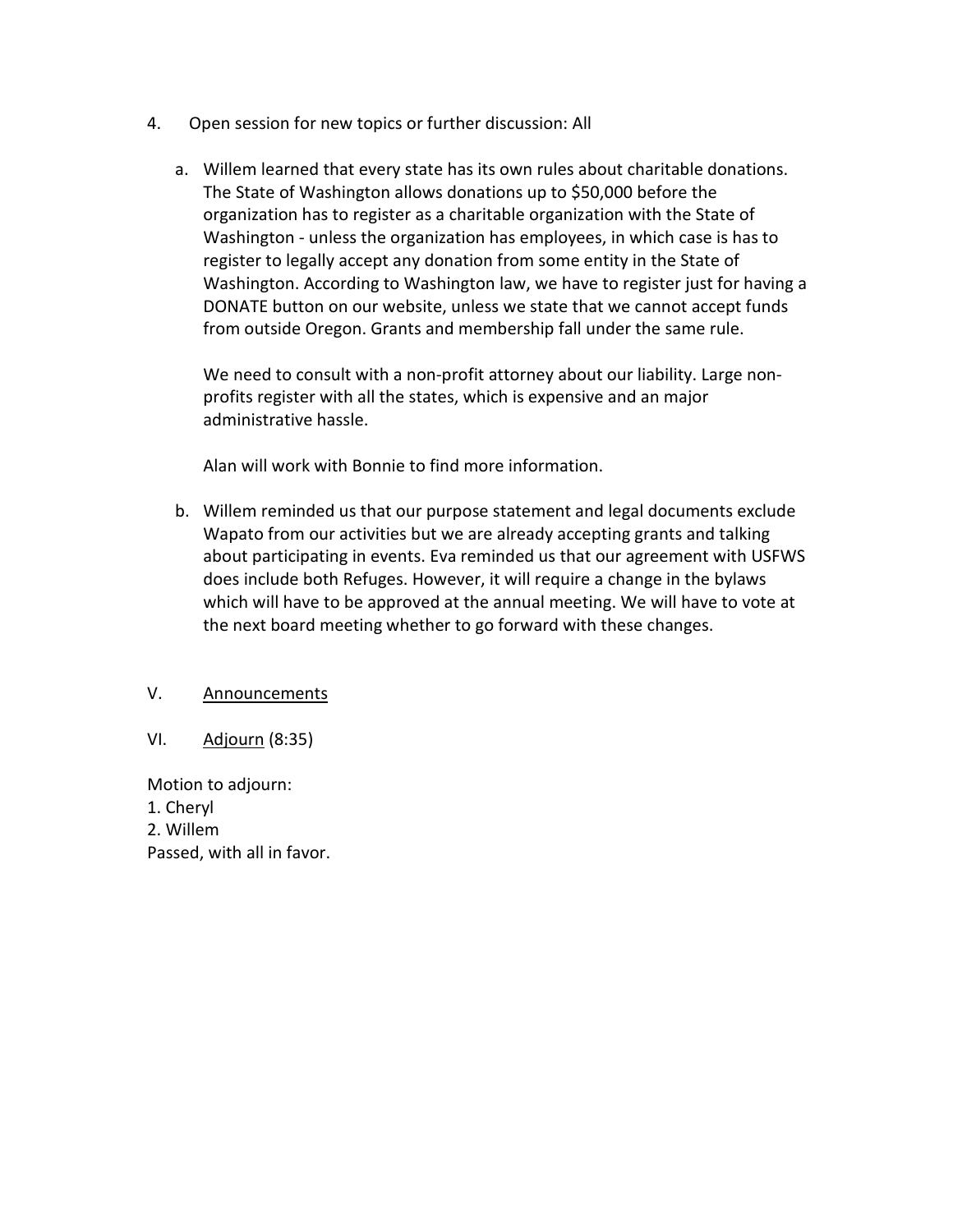4. Open session for new topics or further discussion: All

   a. Willem learned that every state has its own rules about charitable donations. The State of Washington allows donations up to $50,000 before the organization has to register as a charitable organization with the State of Washington - unless the organization has employees, in which case is has to register to legally accept any donation from some entity in the State of Washington. According to Washington law, we have to register just for having a DONATE button on our website, unless we state that we cannot accept funds from outside Oregon. Grants and membership fall under the same rule.

      We need to consult with a non-profit attorney about our liability. Large non-profits register with all the states, which is expensive and an major administrative hassle.

      Alan will work with Bonnie to find more information.

   b. Willem reminded us that our purpose statement and legal documents exclude Wapato from our activities but we are already accepting grants and talking about participating in events. Eva reminded us that our agreement with USFWS does include both Refuges. However, it will require a change in the bylaws which will have to be approved at the annual meeting. We will have to vote at the next board meeting whether to go forward with these changes.

V. <u>Announcements</u>

VI. <u>Adjourn</u> (8:35)

Motion to adjourn:
1. Cheryl
2. Willem
Passed, with all in favor.